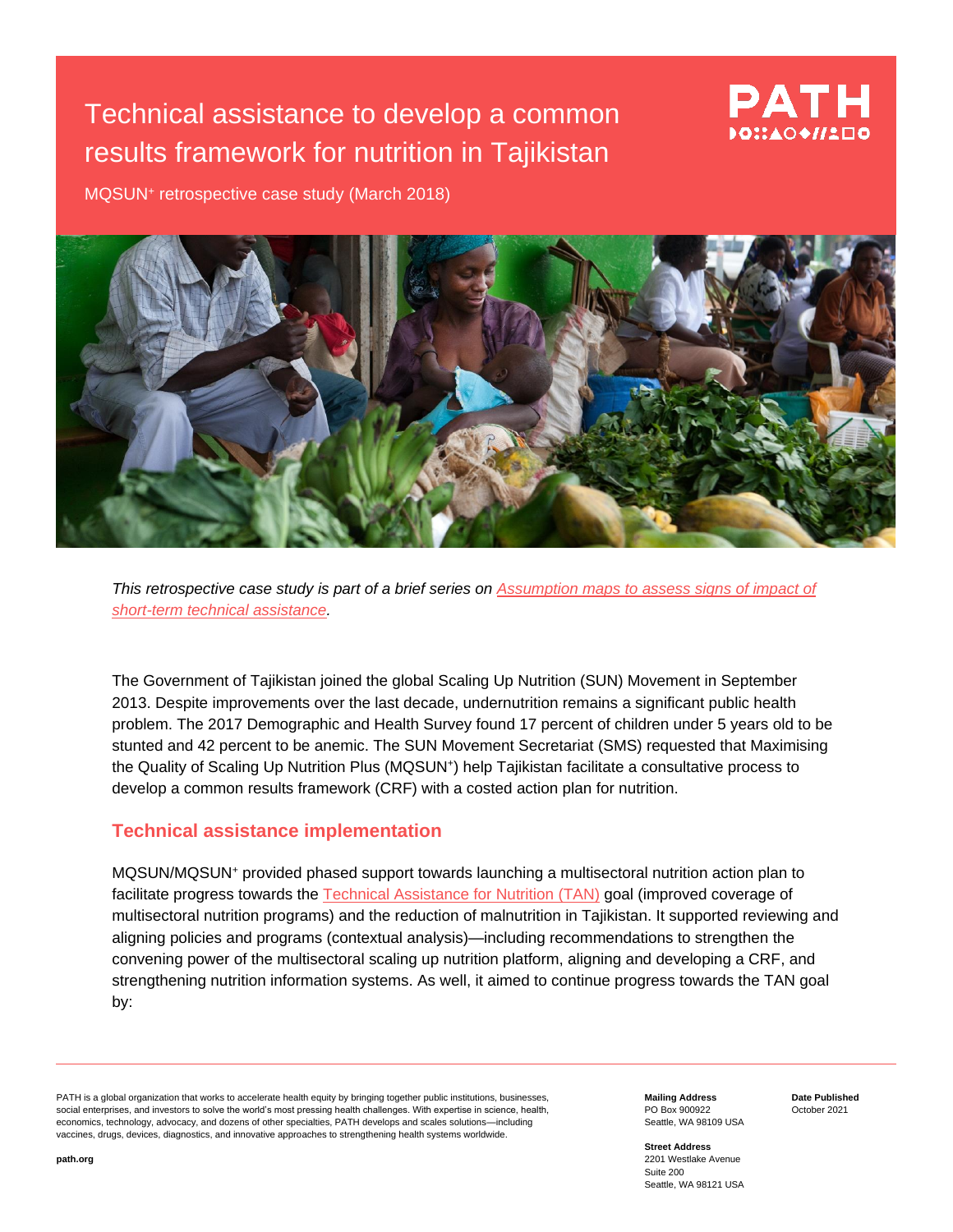# Technical assistance to develop a common results framework for nutrition in Tajikistan

MQSUN+ retrospective case study (March 2018)

*This retrospective case study is part of a brief series on Assumption maps to assess signs of impact of short-term technical assistance.*

The Government of Tajikistan joined the global Scaling Up Nutrition (SUN) Movement in September 2013. Despite improvements over the last decade, undernutrition remains a significant public health problem. The 2017 Demographic and Health Survey found 17 percent of children under 5 years old to be stunted and 42 percent to be anemic. The SUN Movement Secretariat (SMS) requested that Maximising the Quality of Scaling Up Nutrition Plus (MQSUN+) help Tajikistan facilitate a consultative process to develop a common results framework (CRF) with a costed action plan for nutrition.

## Technical assistance implementation

MQSUN/MQSUN+ provided phased support towards launching a multisectoral nutrition action plan to facilitate progress towards the Technical Assistance for Nutrition (TAN) goal (improved coverage of multisectoral nutrition programs) and the reduction of malnutrition in Tajikistan. It supported reviewing and aligning policies and programs (contextual analysis)—including recommendations to strengthen the convening power of the multisectoral scaling up nutrition platform, aligning and developing a CRF, and strengthening nutrition information systems. As well, it aimed to continue progress towards the TAN goal by:

PATH is a global organization that works to accelerate health equity by bringing together public institutions, businesses, social enterprises, and investors to solve the world's most pressing health challenges. With expertise in science, health, economics, technology, advocacy, and dozens of other specialties, PATH develops and scales solutions—including vaccines, drugs, devices, diagnostics, and innovative approaches to strengthening health systems worldwide.

path.org

**Mailing Address**
PO Box 900922
Seattle, WA 98109 USA

**Street Address**
2201 Westlake Avenue
Suite 200
Seattle, WA 98121 USA

**Date Published**
October 2021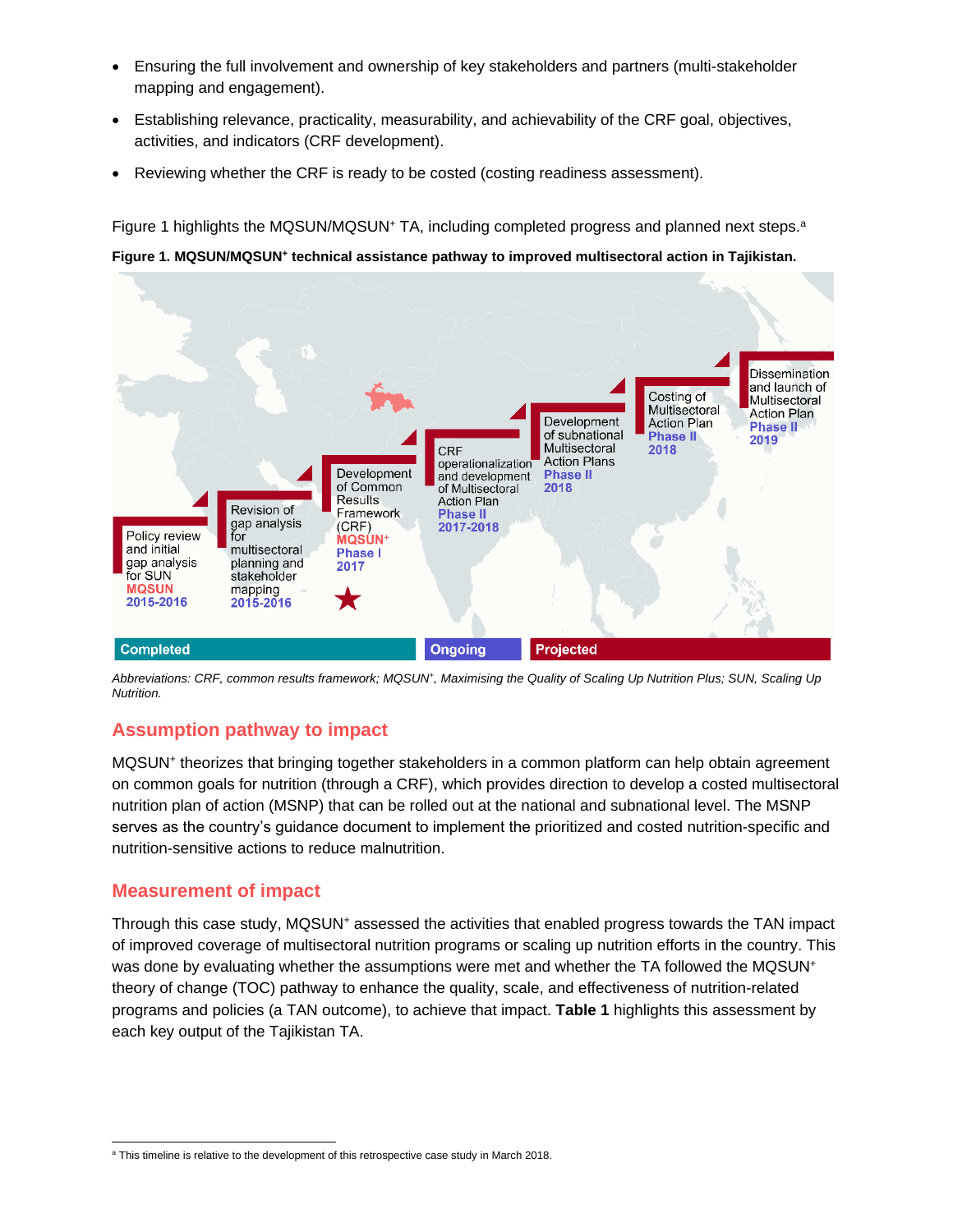- Ensuring the full involvement and ownership of key stakeholders and partners (multi-stakeholder mapping and engagement).
- Establishing relevance, practicality, measurability, and achievability of the CRF goal, objectives, activities, and indicators (CRF development).
- Reviewing whether the CRF is ready to be costed (costing readiness assessment).

Figure 1 highlights the MQSUN/MQSUN⁺ TA, including completed progress and planned next steps.[a]

**Figure 1. MQSUN/MQSUN⁺ technical assistance pathway to improved multisectoral action in Tajikistan.**

Policy review and initial gap analysis for SUN
MQSUN
2015-2016

Revision of gap analysis for multisectoral planning and stakeholder mapping
2015-2016

Development of Common Results Framework (CRF)
MQSUN⁺
Phase I
2017

CRF operationalization and development of Multisectoral Action Plan
Phase II
2017-2018

Development of subnational Multisectoral Action Plans
Phase II
2018

Costing of Multisectoral Action Plan
Phase II
2018

Dissemination and launch of Multisectoral Action Plan
Phase II
2019

Completed | Ongoing | Projected

*Abbreviations: CRF, common results framework; MQSUN⁺, Maximising the Quality of Scaling Up Nutrition Plus; SUN, Scaling Up Nutrition.*

## Assumption pathway to impact

MQSUN⁺ theorizes that bringing together stakeholders in a common platform can help obtain agreement on common goals for nutrition (through a CRF), which provides direction to develop a costed multisectoral nutrition plan of action (MSNP) that can be rolled out at the national and subnational level. The MSNP serves as the country's guidance document to implement the prioritized and costed nutrition-specific and nutrition-sensitive actions to reduce malnutrition.

## Measurement of impact

Through this case study, MQSUN⁺ assessed the activities that enabled progress towards the TAN impact of improved coverage of multisectoral nutrition programs or scaling up nutrition efforts in the country. This was done by evaluating whether the assumptions were met and whether the TA followed the MQSUN⁺ theory of change (TOC) pathway to enhance the quality, scale, and effectiveness of nutrition-related programs and policies (a TAN outcome), to achieve that impact. **Table 1** highlights this assessment by each key output of the Tajikistan TA.

[a] This timeline is relative to the development of this retrospective case study in March 2018.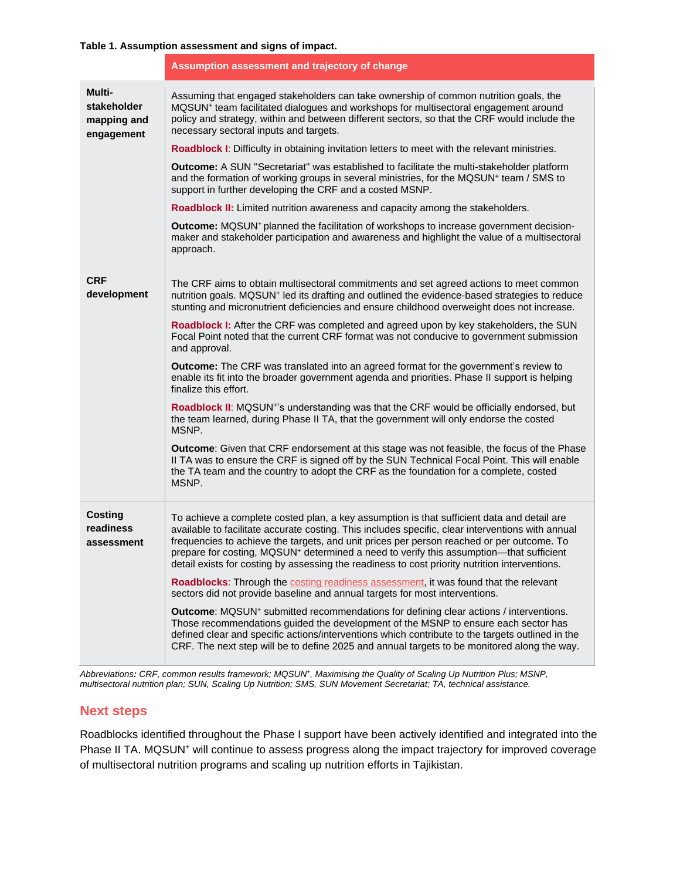**Table 1. Assumption assessment and signs of impact.**

| | Assumption assessment and trajectory of change |
|---|---|
| **Multi-stakeholder mapping and engagement** | Assuming that engaged stakeholders can take ownership of common nutrition goals, the MQSUN+ team facilitated dialogues and workshops for multisectoral engagement around policy and strategy, within and between different sectors, so that the CRF would include the necessary sectoral inputs and targets. <br><br> **Roadblock I**: Difficulty in obtaining invitation letters to meet with the relevant ministries. <br><br> **Outcome:** A SUN "Secretariat" was established to facilitate the multi-stakeholder platform and the formation of working groups in several ministries, for the MQSUN+ team / SMS to support in further developing the CRF and a costed MSNP. <br><br> **Roadblock II:** Limited nutrition awareness and capacity among the stakeholders. <br><br> **Outcome:** MQSUN+ planned the facilitation of workshops to increase government decision-maker and stakeholder participation and awareness and highlight the value of a multisectoral approach. |
| **CRF development** | The CRF aims to obtain multisectoral commitments and set agreed actions to meet common nutrition goals. MQSUN+ led its drafting and outlined the evidence-based strategies to reduce stunting and micronutrient deficiencies and ensure childhood overweight does not increase. <br><br> **Roadblock I:** After the CRF was completed and agreed upon by key stakeholders, the SUN Focal Point noted that the current CRF format was not conducive to government submission and approval. <br><br> **Outcome:** The CRF was translated into an agreed format for the government's review to enable its fit into the broader government agenda and priorities. Phase II support is helping finalize this effort. <br><br> **Roadblock II**: MQSUN+'s understanding was that the CRF would be officially endorsed, but the team learned, during Phase II TA, that the government will only endorse the costed MSNP. <br><br> **Outcome**: Given that CRF endorsement at this stage was not feasible, the focus of the Phase II TA was to ensure the CRF is signed off by the SUN Technical Focal Point. This will enable the TA team and the country to adopt the CRF as the foundation for a complete, costed MSNP. |
| **Costing readiness assessment** | To achieve a complete costed plan, a key assumption is that sufficient data and detail are available to facilitate accurate costing. This includes specific, clear interventions with annual frequencies to achieve the targets, and unit prices per person reached or per outcome. To prepare for costing, MQSUN+ determined a need to verify this assumption—that sufficient detail exists for costing by assessing the readiness to cost priority nutrition interventions. <br><br> **Roadblocks**: Through the costing readiness assessment, it was found that the relevant sectors did not provide baseline and annual targets for most interventions. <br><br> **Outcome**: MQSUN+ submitted recommendations for defining clear actions / interventions. Those recommendations guided the development of the MSNP to ensure each sector has defined clear and specific actions/interventions which contribute to the targets outlined in the CRF. The next step will be to define 2025 and annual targets to be monitored along the way. |

*Abbreviations: CRF, common results framework; MQSUN+, Maximising the Quality of Scaling Up Nutrition Plus; MSNP, multisectoral nutrition plan; SUN, Scaling Up Nutrition; SMS, SUN Movement Secretariat; TA, technical assistance.*

## Next steps

Roadblocks identified throughout the Phase I support have been actively identified and integrated into the Phase II TA. MQSUN+ will continue to assess progress along the impact trajectory for improved coverage of multisectoral nutrition programs and scaling up nutrition efforts in Tajikistan.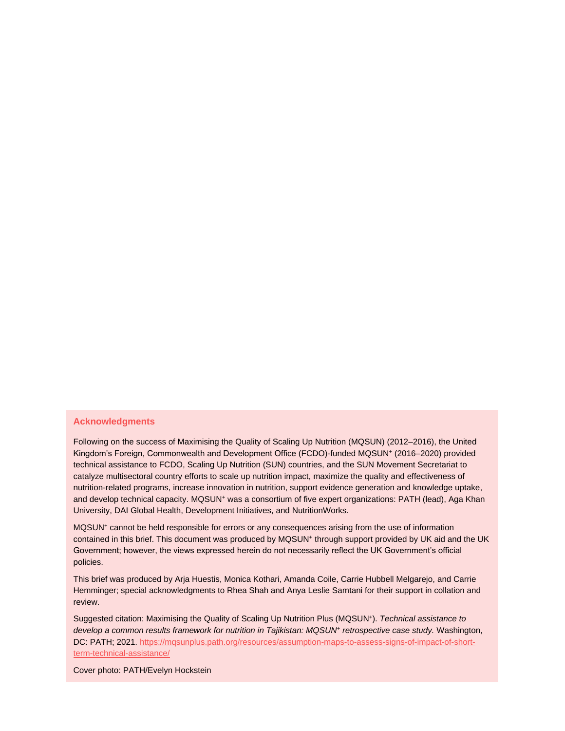## Acknowledgments

Following on the success of Maximising the Quality of Scaling Up Nutrition (MQSUN) (2012–2016), the United Kingdom's Foreign, Commonwealth and Development Office (FCDO)-funded MQSUN⁺ (2016–2020) provided technical assistance to FCDO, Scaling Up Nutrition (SUN) countries, and the SUN Movement Secretariat to catalyze multisectoral country efforts to scale up nutrition impact, maximize the quality and effectiveness of nutrition-related programs, increase innovation in nutrition, support evidence generation and knowledge uptake, and develop technical capacity. MQSUN⁺ was a consortium of five expert organizations: PATH (lead), Aga Khan University, DAI Global Health, Development Initiatives, and NutritionWorks.

MQSUN⁺ cannot be held responsible for errors or any consequences arising from the use of information contained in this brief. This document was produced by MQSUN⁺ through support provided by UK aid and the UK Government; however, the views expressed herein do not necessarily reflect the UK Government's official policies.

This brief was produced by Arja Huestis, Monica Kothari, Amanda Coile, Carrie Hubbell Melgarejo, and Carrie Hemminger; special acknowledgments to Rhea Shah and Anya Leslie Samtani for their support in collation and review.

Suggested citation: Maximising the Quality of Scaling Up Nutrition Plus (MQSUN⁺). *Technical assistance to develop a common results framework for nutrition in Tajikistan: MQSUN⁺ retrospective case study.* Washington, DC: PATH; 2021. https://mqsunplus.path.org/resources/assumption-maps-to-assess-signs-of-impact-of-short-term-technical-assistance/

Cover photo: PATH/Evelyn Hockstein